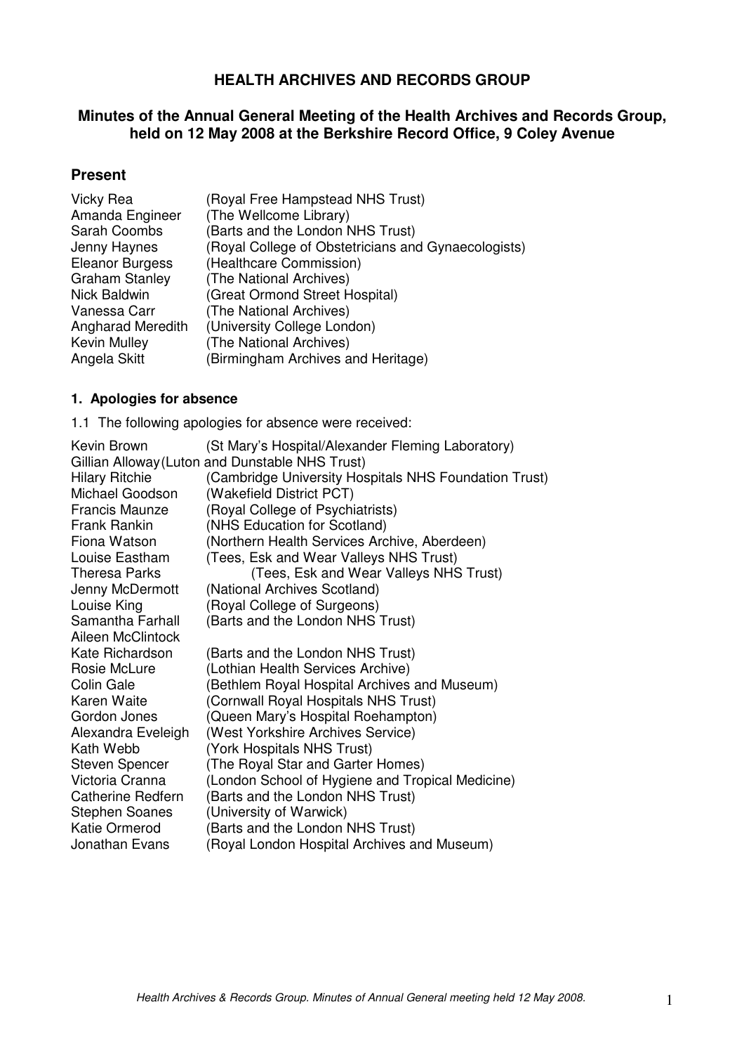# HEALTH ARCHIVES AND RECORDS GROUP

## Minutes of the Annual General Meeting of the Health Archives and Records Group, held on 12 May 2008 at the Berkshire Record Office, 9 Coley Avenue

## Present

| | |
|---|---|
| Vicky Rea | (Royal Free Hampstead NHS Trust) |
| Amanda Engineer | (The Wellcome Library) |
| Sarah Coombs | (Barts and the London NHS Trust) |
| Jenny Haynes | (Royal College of Obstetricians and Gynaecologists) |
| Eleanor Burgess | (Healthcare Commission) |
| Graham Stanley | (The National Archives) |
| Nick Baldwin | (Great Ormond Street Hospital) |
| Vanessa Carr | (The National Archives) |
| Angharad Meredith | (University College London) |
| Kevin Mulley | (The National Archives) |
| Angela Skitt | (Birmingham Archives and Heritage) |

### 1. Apologies for absence

1.1 The following apologies for absence were received:

| | |
|---|---|
| Kevin Brown | (St Mary's Hospital/Alexander Fleming Laboratory) |
| Gillian Alloway | (Luton and Dunstable NHS Trust) |
| Hilary Ritchie | (Cambridge University Hospitals NHS Foundation Trust) |
| Michael Goodson | (Wakefield District PCT) |
| Francis Maunze | (Royal College of Psychiatrists) |
| Frank Rankin | (NHS Education for Scotland) |
| Fiona Watson | (Northern Health Services Archive, Aberdeen) |
| Louise Eastham | (Tees, Esk and Wear Valleys NHS Trust) |
| Theresa Parks | (Tees, Esk and Wear Valleys NHS Trust) |
| Jenny McDermott | (National Archives Scotland) |
| Louise King | (Royal College of Surgeons) |
| Samantha Farhall | (Barts and the London NHS Trust) |
| Aileen McClintock | |
| Kate Richardson | (Barts and the London NHS Trust) |
| Rosie McLure | (Lothian Health Services Archive) |
| Colin Gale | (Bethlem Royal Hospital Archives and Museum) |
| Karen Waite | (Cornwall Royal Hospitals NHS Trust) |
| Gordon Jones | (Queen Mary's Hospital Roehampton) |
| Alexandra Eveleigh | (West Yorkshire Archives Service) |
| Kath Webb | (York Hospitals NHS Trust) |
| Steven Spencer | (The Royal Star and Garter Homes) |
| Victoria Cranna | (London School of Hygiene and Tropical Medicine) |
| Catherine Redfern | (Barts and the London NHS Trust) |
| Stephen Soanes | (University of Warwick) |
| Katie Ormerod | (Barts and the London NHS Trust) |
| Jonathan Evans | (Royal London Hospital Archives and Museum) |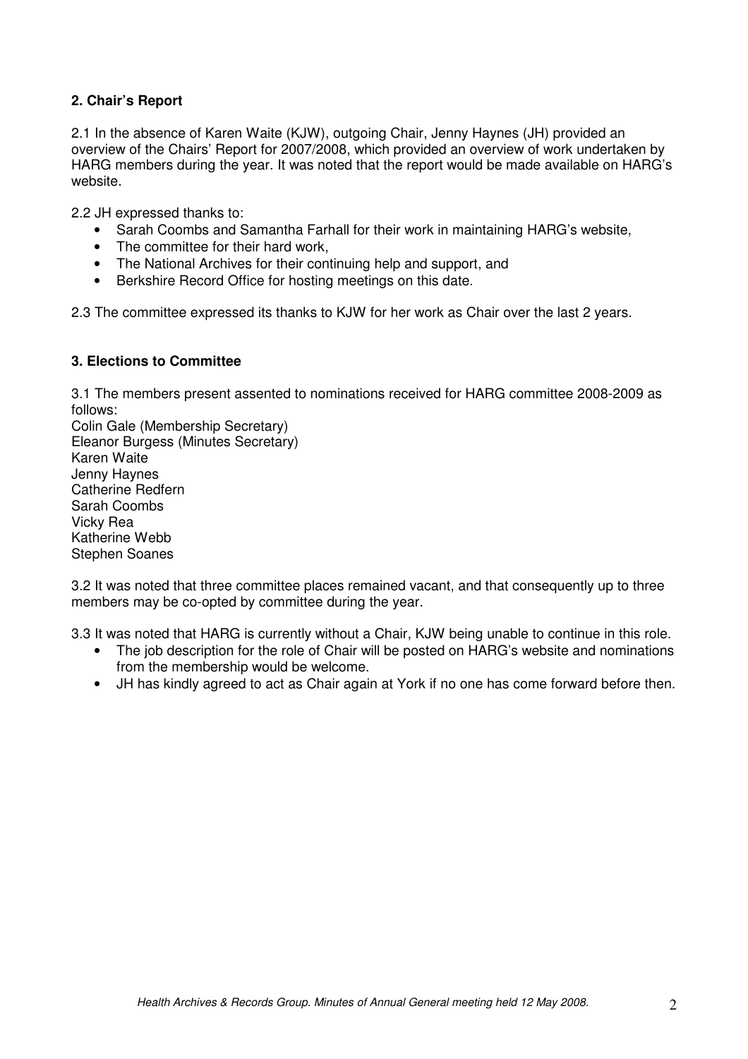**2. Chair's Report**

2.1 In the absence of Karen Waite (KJW), outgoing Chair, Jenny Haynes (JH) provided an overview of the Chairs' Report for 2007/2008, which provided an overview of work undertaken by HARG members during the year. It was noted that the report would be made available on HARG's website.

2.2 JH expressed thanks to:

- Sarah Coombs and Samantha Farhall for their work in maintaining HARG's website,
- The committee for their hard work,
- The National Archives for their continuing help and support, and
- Berkshire Record Office for hosting meetings on this date.

2.3 The committee expressed its thanks to KJW for her work as Chair over the last 2 years.

**3. Elections to Committee**

3.1 The members present assented to nominations received for HARG committee 2008-2009 as follows:
Colin Gale (Membership Secretary)
Eleanor Burgess (Minutes Secretary)
Karen Waite
Jenny Haynes
Catherine Redfern
Sarah Coombs
Vicky Rea
Katherine Webb
Stephen Soanes

3.2 It was noted that three committee places remained vacant, and that consequently up to three members may be co-opted by committee during the year.

3.3 It was noted that HARG is currently without a Chair, KJW being unable to continue in this role.

- The job description for the role of Chair will be posted on HARG's website and nominations from the membership would be welcome.
- JH has kindly agreed to act as Chair again at York if no one has come forward before then.